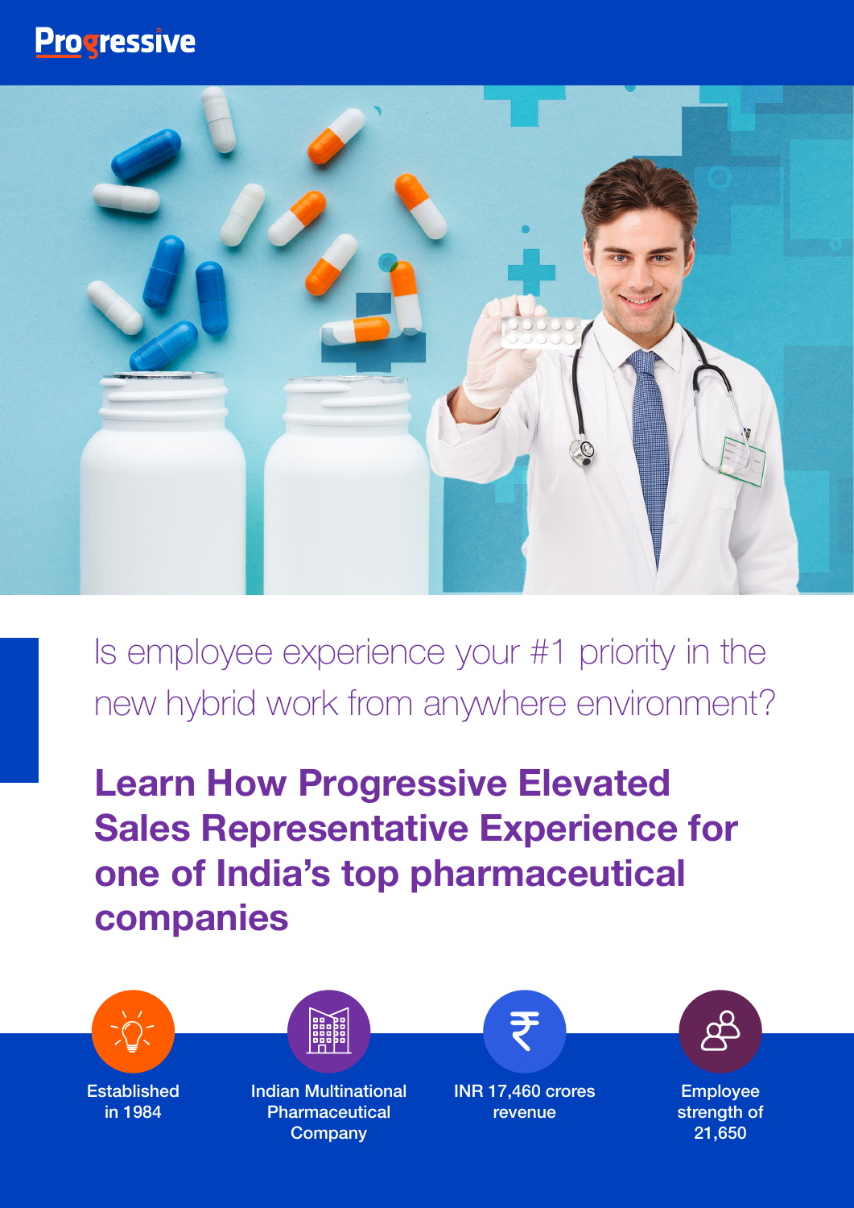Progressive

Is employee experience your #1 priority in the new hybrid work from anywhere environment?

# Learn How Progressive Elevated Sales Representative Experience for one of India's top pharmaceutical companies

- Established in 1984
- Indian Multinational Pharmaceutical Company
- INR 17,460 crores revenue
- Employee strength of 21,650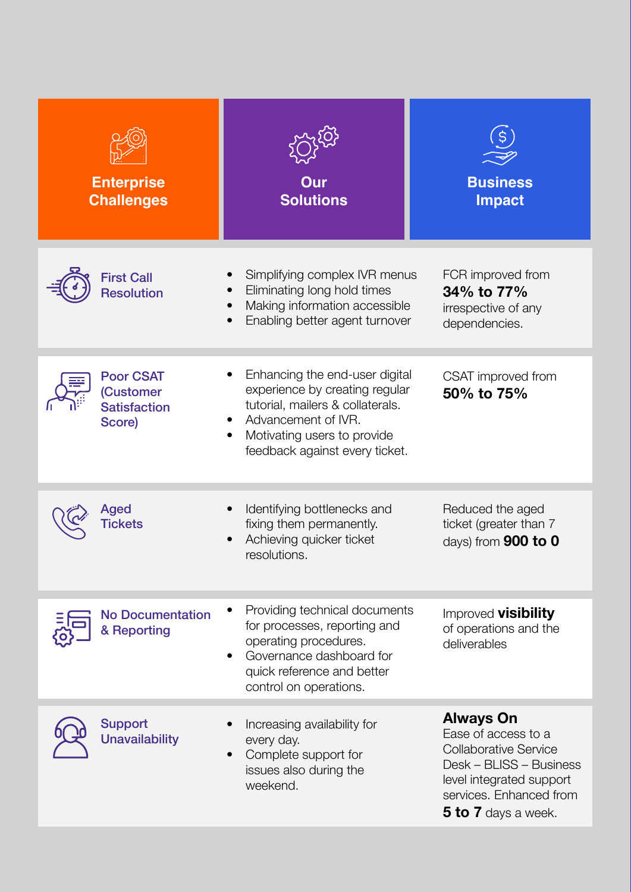| Enterprise Challenges | Our Solutions | Business Impact |
| --- | --- | --- |
| First Call Resolution | • Simplifying complex IVR menus<br>• Eliminating long hold times<br>• Making information accessible<br>• Enabling better agent turnover | FCR improved from **34% to 77%** irrespective of any dependencies. |
| Poor CSAT (Customer Satisfaction Score) | • Enhancing the end-user digital experience by creating regular tutorial, mailers & collaterals.<br>• Advancement of IVR.<br>• Motivating users to provide feedback against every ticket. | CSAT improved from **50% to 75%** |
| Aged Tickets | • Identifying bottlenecks and fixing them permanently.<br>• Achieving quicker ticket resolutions. | Reduced the aged ticket (greater than 7 days) from **900 to 0** |
| No Documentation & Reporting | • Providing technical documents for processes, reporting and operating procedures.<br>• Governance dashboard for quick reference and better control on operations. | Improved **visibility** of operations and the deliverables |
| Support Unavailability | • Increasing availability for every day.<br>• Complete support for issues also during the weekend. | **Always On** Ease of access to a Collaborative Service Desk – BLISS – Business level integrated support services. Enhanced from **5 to 7** days a week. |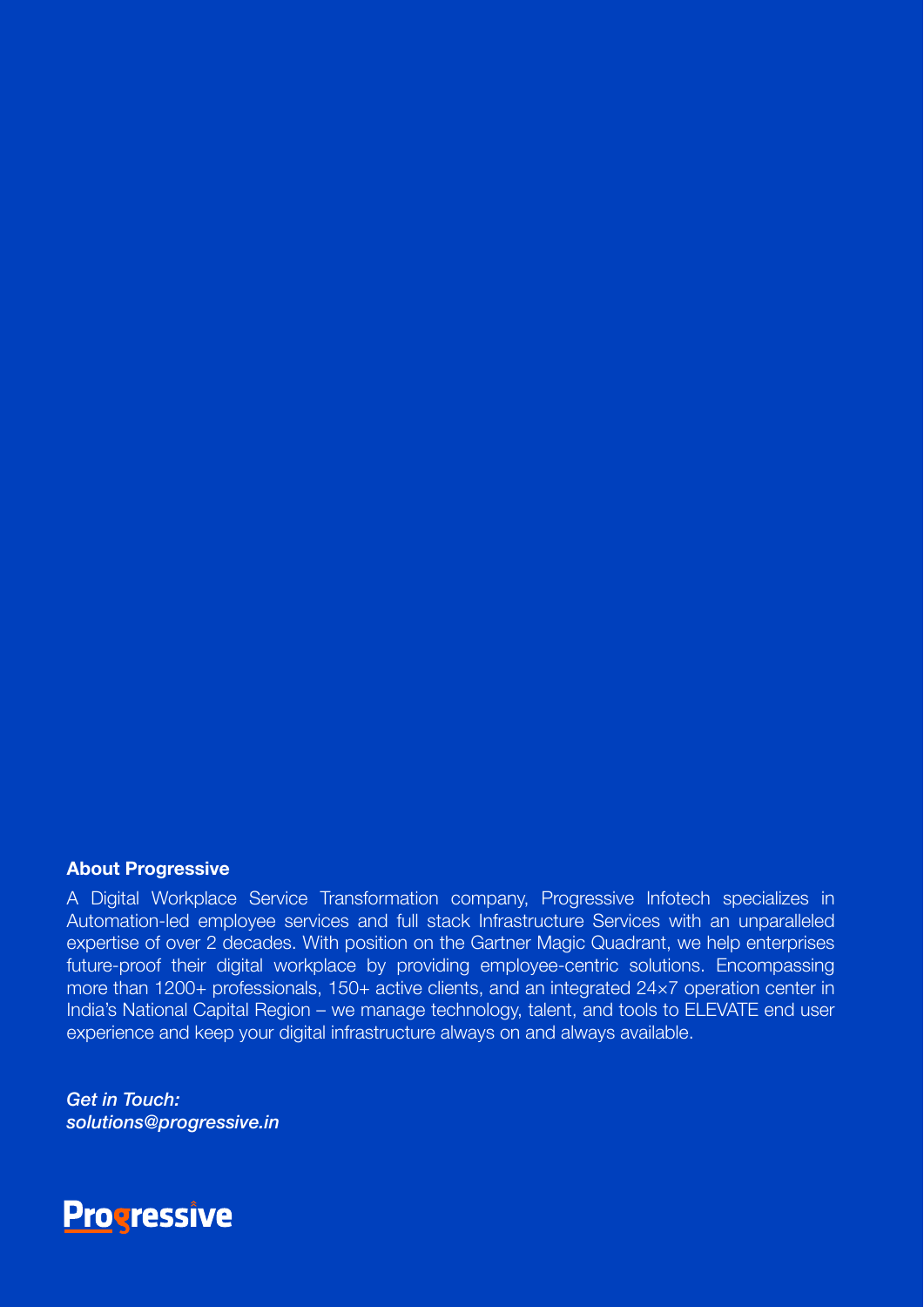## About Progressive

A Digital Workplace Service Transformation company, Progressive Infotech specializes in Automation-led employee services and full stack Infrastructure Services with an unparalleled expertise of over 2 decades. With position on the Gartner Magic Quadrant, we help enterprises future-proof their digital workplace by providing employee-centric solutions. Encompassing more than 1200+ professionals, 150+ active clients, and an integrated 24×7 operation center in India's National Capital Region – we manage technology, talent, and tools to ELEVATE end user experience and keep your digital infrastructure always on and always available.

*Get in Touch:*
*solutions@progressive.in*

Progressive